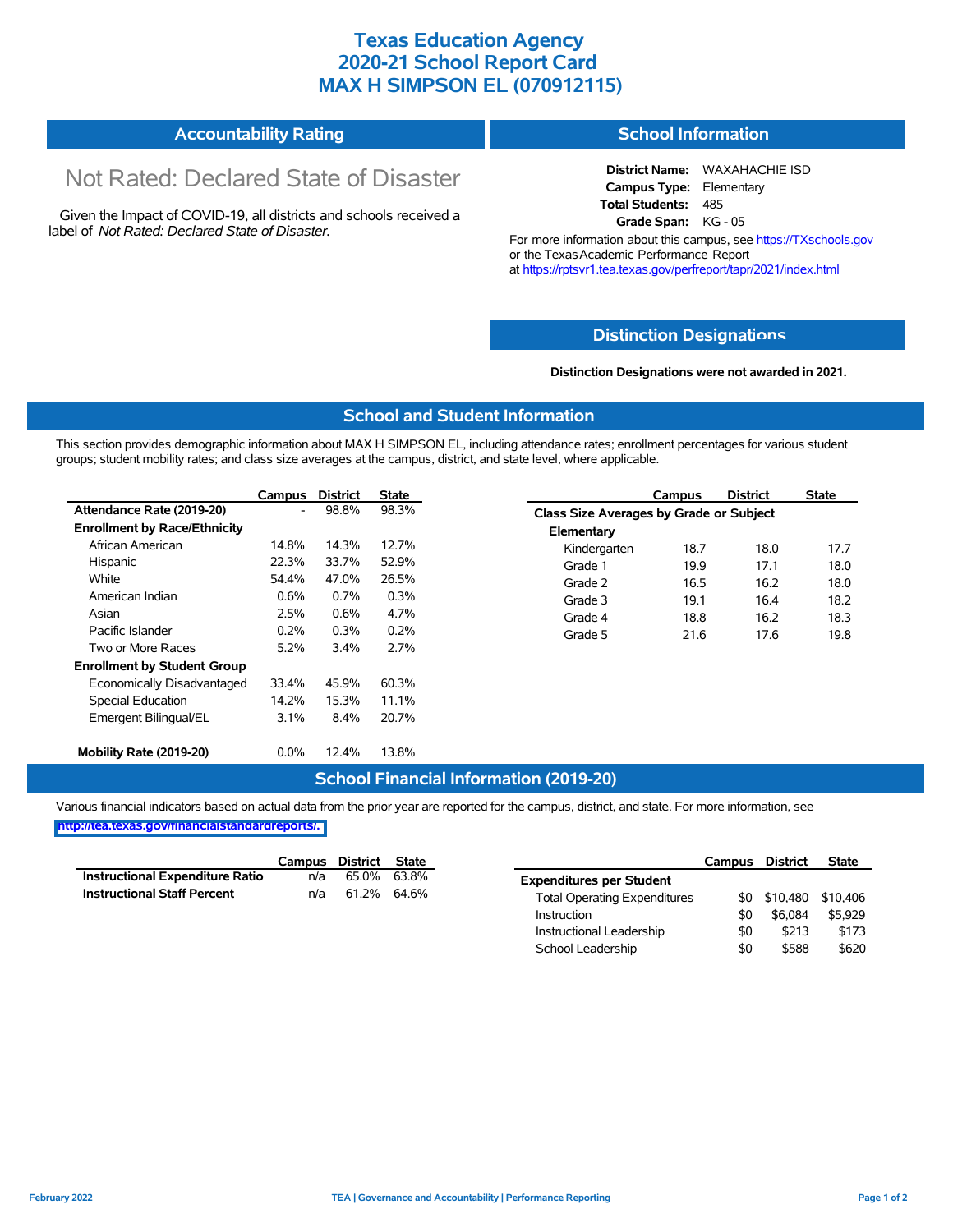# Texas Education Agency
# 2020-21 School Report Card
# MAX H SIMPSON EL (070912115)

## Accountability Rating

Not Rated: Declared State of Disaster

Given the Impact of COVID-19, all districts and schools received a label of *Not Rated: Declared State of Disaster*.

## School Information

**District Name:** WAXAHACHIE ISD
**Campus Type:** Elementary
**Total Students:** 485
**Grade Span:** KG - 05

For more information about this campus, see https://TXschools.gov or the Texas Academic Performance Report at https://rptsvr1.tea.texas.gov/perfreport/tapr/2021/index.html

## Distinction Designations

**Distinction Designations were not awarded in 2021.**

## School and Student Information

This section provides demographic information about MAX H SIMPSON EL, including attendance rates; enrollment percentages for various student groups; student mobility rates; and class size averages at the campus, district, and state level, where applicable.

| | Campus | District | State |
|---|---|---|---|
| **Attendance Rate (2019-20)** | - | 98.8% | 98.3% |
| **Enrollment by Race/Ethnicity** | | | |
| African American | 14.8% | 14.3% | 12.7% |
| Hispanic | 22.3% | 33.7% | 52.9% |
| White | 54.4% | 47.0% | 26.5% |
| American Indian | 0.6% | 0.7% | 0.3% |
| Asian | 2.5% | 0.6% | 4.7% |
| Pacific Islander | 0.2% | 0.3% | 0.2% |
| Two or More Races | 5.2% | 3.4% | 2.7% |
| **Enrollment by Student Group** | | | |
| Economically Disadvantaged | 33.4% | 45.9% | 60.3% |
| Special Education | 14.2% | 15.3% | 11.1% |
| Emergent Bilingual/EL | 3.1% | 8.4% | 20.7% |
| **Mobility Rate (2019-20)** | 0.0% | 12.4% | 13.8% |

| | Campus | District | State |
|---|---|---|---|
| **Class Size Averages by Grade or Subject** | | | |
| **Elementary** | | | |
| Kindergarten | 18.7 | 18.0 | 17.7 |
| Grade 1 | 19.9 | 17.1 | 18.0 |
| Grade 2 | 16.5 | 16.2 | 18.0 |
| Grade 3 | 19.1 | 16.4 | 18.2 |
| Grade 4 | 18.8 | 16.2 | 18.3 |
| Grade 5 | 21.6 | 17.6 | 19.8 |

## School Financial Information (2019-20)

Various financial indicators based on actual data from the prior year are reported for the campus, district, and state. For more information, see http://tea.texas.gov/financialstandardreports/.

| | Campus | District | State |
|---|---|---|---|
| **Instructional Expenditure Ratio** | n/a | 65.0% | 63.8% |
| **Instructional Staff Percent** | n/a | 61.2% | 64.6% |

| | Campus | District | State |
|---|---|---|---|
| **Expenditures per Student** | | | |
| Total Operating Expenditures | $0 | $10,480 | $10,406 |
| Instruction | $0 | $6,084 | $5,929 |
| Instructional Leadership | $0 | $213 | $173 |
| School Leadership | $0 | $588 | $620 |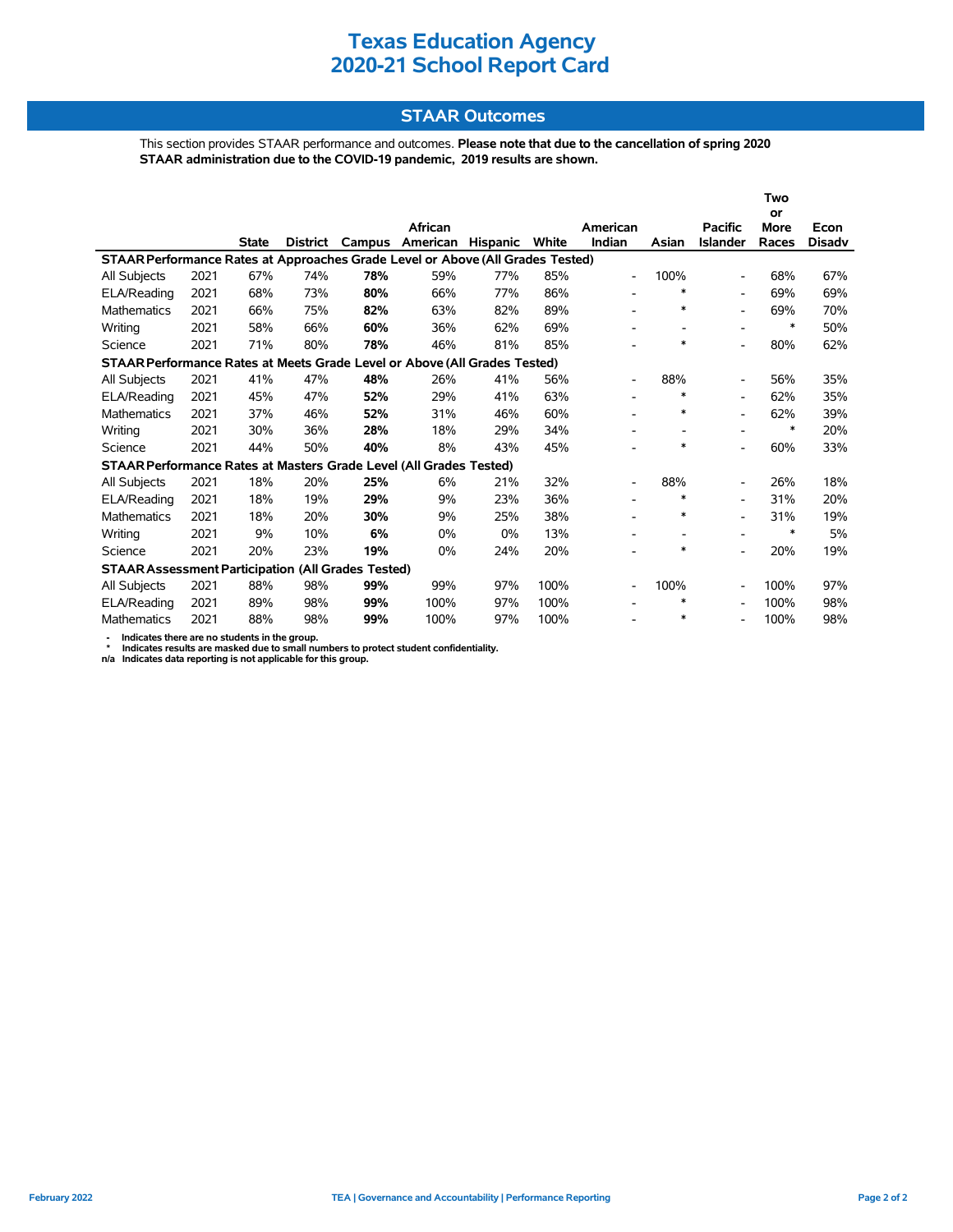# Texas Education Agency
# 2020-21 School Report Card

## STAAR Outcomes

This section provides STAAR performance and outcomes. **Please note that due to the cancellation of spring 2020 STAAR administration due to the COVID-19 pandemic, 2019 results are shown.**

| | | State | District | Campus | African American | Hispanic | White | American Indian | Asian | Pacific Islander | Two or More Races | Econ Disadv |
|---|---|---|---|---|---|---|---|---|---|---|---|---|
| **STAAR Performance Rates at Approaches Grade Level or Above (All Grades Tested)** | | | | | | | | | | | | |
| All Subjects | 2021 | 67% | 74% | **78%** | 59% | 77% | 85% | - | 100% | - | 68% | 67% |
| ELA/Reading | 2021 | 68% | 73% | **80%** | 66% | 77% | 86% | - | * | - | 69% | 69% |
| Mathematics | 2021 | 66% | 75% | **82%** | 63% | 82% | 89% | - | * | - | 69% | 70% |
| Writing | 2021 | 58% | 66% | **60%** | 36% | 62% | 69% | - | - | - | * | 50% |
| Science | 2021 | 71% | 80% | **78%** | 46% | 81% | 85% | - | * | - | 80% | 62% |
| **STAAR Performance Rates at Meets Grade Level or Above (All Grades Tested)** | | | | | | | | | | | | |
| All Subjects | 2021 | 41% | 47% | **48%** | 26% | 41% | 56% | - | 88% | - | 56% | 35% |
| ELA/Reading | 2021 | 45% | 47% | **52%** | 29% | 41% | 63% | - | * | - | 62% | 35% |
| Mathematics | 2021 | 37% | 46% | **52%** | 31% | 46% | 60% | - | * | - | 62% | 39% |
| Writing | 2021 | 30% | 36% | **28%** | 18% | 29% | 34% | - | - | - | * | 20% |
| Science | 2021 | 44% | 50% | **40%** | 8% | 43% | 45% | - | * | - | 60% | 33% |
| **STAAR Performance Rates at Masters Grade Level (All Grades Tested)** | | | | | | | | | | | | |
| All Subjects | 2021 | 18% | 20% | **25%** | 6% | 21% | 32% | - | 88% | - | 26% | 18% |
| ELA/Reading | 2021 | 18% | 19% | **29%** | 9% | 23% | 36% | - | * | - | 31% | 20% |
| Mathematics | 2021 | 18% | 20% | **30%** | 9% | 25% | 38% | - | * | - | 31% | 19% |
| Writing | 2021 | 9% | 10% | **6%** | 0% | 0% | 13% | - | - | - | * | 5% |
| Science | 2021 | 20% | 23% | **19%** | 0% | 24% | 20% | - | * | - | 20% | 19% |
| **STAAR Assessment Participation (All Grades Tested)** | | | | | | | | | | | | |
| All Subjects | 2021 | 88% | 98% | **99%** | 99% | 97% | 100% | - | 100% | - | 100% | 97% |
| ELA/Reading | 2021 | 89% | 98% | **99%** | 100% | 97% | 100% | - | * | - | 100% | 98% |
| Mathematics | 2021 | 88% | 98% | **99%** | 100% | 97% | 100% | - | * | - | 100% | 98% |

- Indicates there are no students in the group.
* Indicates results are masked due to small numbers to protect student confidentiality.
n/a Indicates data reporting is not applicable for this group.

February 2022 TEA | Governance and Accountability | Performance Reporting